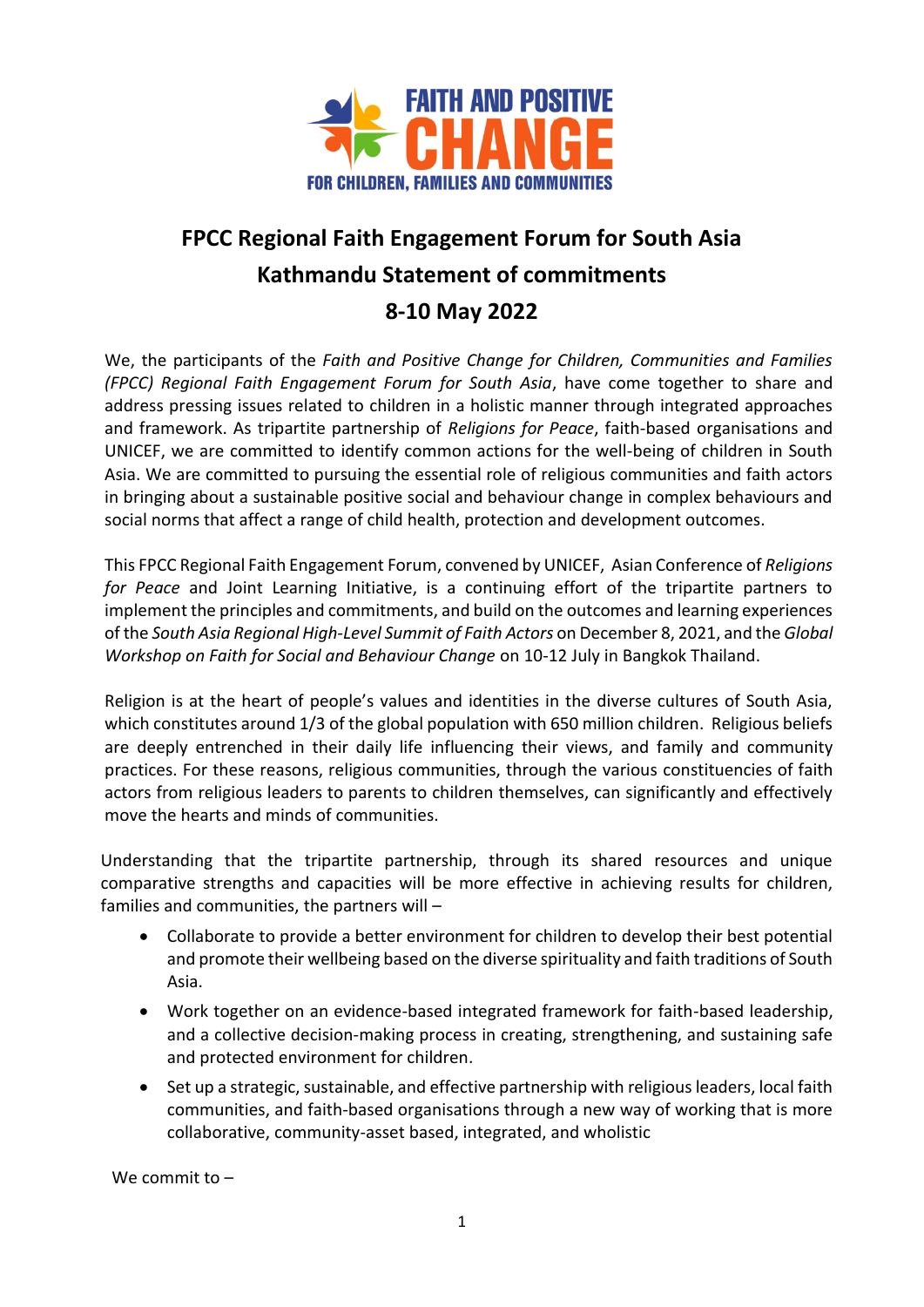FAITH AND POSITIVE CHANGE

FOR CHILDREN, FAMILIES AND COMMUNITIES

# FPCC Regional Faith Engagement Forum for South Asia

## Kathmandu Statement of commitments

## 8-10 May 2022

We, the participants of the *Faith and Positive Change for Children, Communities and Families (FPCC) Regional Faith Engagement Forum for South Asia*, have come together to share and address pressing issues related to children in a holistic manner through integrated approaches and framework. As tripartite partnership of *Religions for Peace*, faith-based organisations and UNICEF, we are committed to identify common actions for the well-being of children in South Asia. We are committed to pursuing the essential role of religious communities and faith actors in bringing about a sustainable positive social and behaviour change in complex behaviours and social norms that affect a range of child health, protection and development outcomes.

This FPCC Regional Faith Engagement Forum, convened by UNICEF, Asian Conference of *Religions for Peace* and Joint Learning Initiative, is a continuing effort of the tripartite partners to implement the principles and commitments, and build on the outcomes and learning experiences of the *South Asia Regional High-Level Summit of Faith Actors* on December 8, 2021, and the *Global Workshop on Faith for Social and Behaviour Change* on 10-12 July in Bangkok Thailand.

Religion is at the heart of people's values and identities in the diverse cultures of South Asia, which constitutes around 1/3 of the global population with 650 million children. Religious beliefs are deeply entrenched in their daily life influencing their views, and family and community practices. For these reasons, religious communities, through the various constituencies of faith actors from religious leaders to parents to children themselves, can significantly and effectively move the hearts and minds of communities.

Understanding that the tripartite partnership, through its shared resources and unique comparative strengths and capacities will be more effective in achieving results for children, families and communities, the partners will –

- Collaborate to provide a better environment for children to develop their best potential and promote their wellbeing based on the diverse spirituality and faith traditions of South Asia.
- Work together on an evidence-based integrated framework for faith-based leadership, and a collective decision-making process in creating, strengthening, and sustaining safe and protected environment for children.
- Set up a strategic, sustainable, and effective partnership with religious leaders, local faith communities, and faith-based organisations through a new way of working that is more collaborative, community-asset based, integrated, and wholistic

We commit to –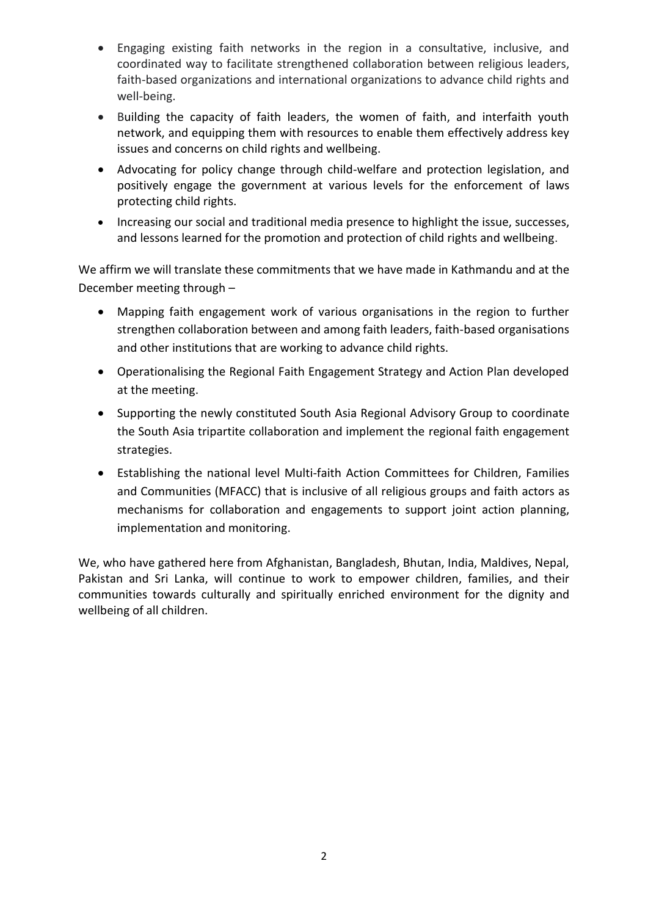- Engaging existing faith networks in the region in a consultative, inclusive, and coordinated way to facilitate strengthened collaboration between religious leaders, faith-based organizations and international organizations to advance child rights and well-being.
- Building the capacity of faith leaders, the women of faith, and interfaith youth network, and equipping them with resources to enable them effectively address key issues and concerns on child rights and wellbeing.
- Advocating for policy change through child-welfare and protection legislation, and positively engage the government at various levels for the enforcement of laws protecting child rights.
- Increasing our social and traditional media presence to highlight the issue, successes, and lessons learned for the promotion and protection of child rights and wellbeing.

We affirm we will translate these commitments that we have made in Kathmandu and at the December meeting through –

- Mapping faith engagement work of various organisations in the region to further strengthen collaboration between and among faith leaders, faith-based organisations and other institutions that are working to advance child rights.
- Operationalising the Regional Faith Engagement Strategy and Action Plan developed at the meeting.
- Supporting the newly constituted South Asia Regional Advisory Group to coordinate the South Asia tripartite collaboration and implement the regional faith engagement strategies.
- Establishing the national level Multi-faith Action Committees for Children, Families and Communities (MFACC) that is inclusive of all religious groups and faith actors as mechanisms for collaboration and engagements to support joint action planning, implementation and monitoring.

We, who have gathered here from Afghanistan, Bangladesh, Bhutan, India, Maldives, Nepal, Pakistan and Sri Lanka, will continue to work to empower children, families, and their communities towards culturally and spiritually enriched environment for the dignity and wellbeing of all children.